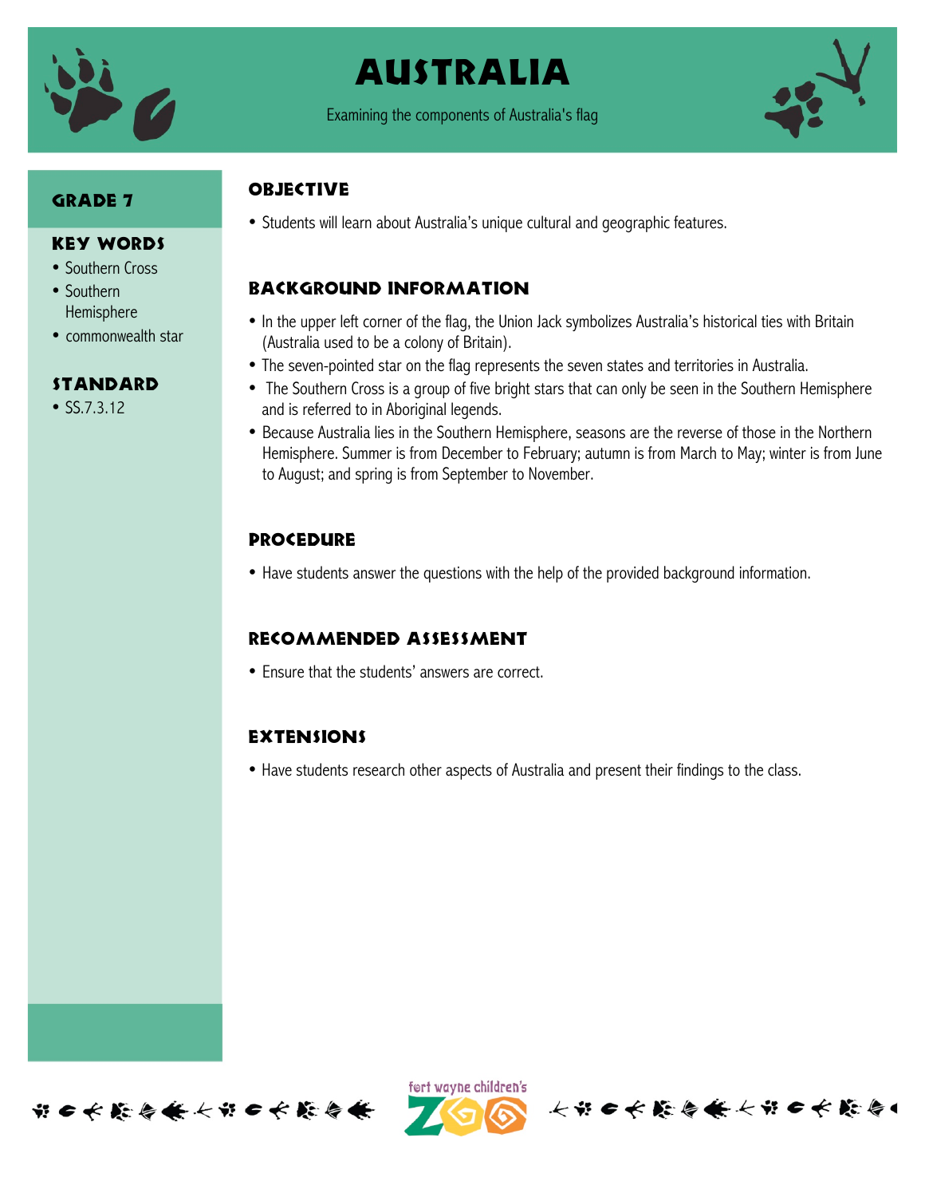# AUSTRALIA

Examining the components of Australia's flag

## GRADE 7

## KEY WORDS

- Southern Cross
- Southern Hemisphere
- commonwealth star

## STANDARD

- SS.7.3.12

## OBJECTIVE

- Students will learn about Australia's unique cultural and geographic features.

## BACKGROUND INFORMATION

- In the upper left corner of the flag, the Union Jack symbolizes Australia's historical ties with Britain (Australia used to be a colony of Britain).
- The seven-pointed star on the flag represents the seven states and territories in Australia.
- The Southern Cross is a group of five bright stars that can only be seen in the Southern Hemisphere and is referred to in Aboriginal legends.
- Because Australia lies in the Southern Hemisphere, seasons are the reverse of those in the Northern Hemisphere. Summer is from December to February; autumn is from March to May; winter is from June to August; and spring is from September to November.

## PROCEDURE

- Have students answer the questions with the help of the provided background information.

## RECOMMENDED ASSESSMENT

- Ensure that the students' answers are correct.

## EXTENSIONS

- Have students research other aspects of Australia and present their findings to the class.

fort wayne children's ZOO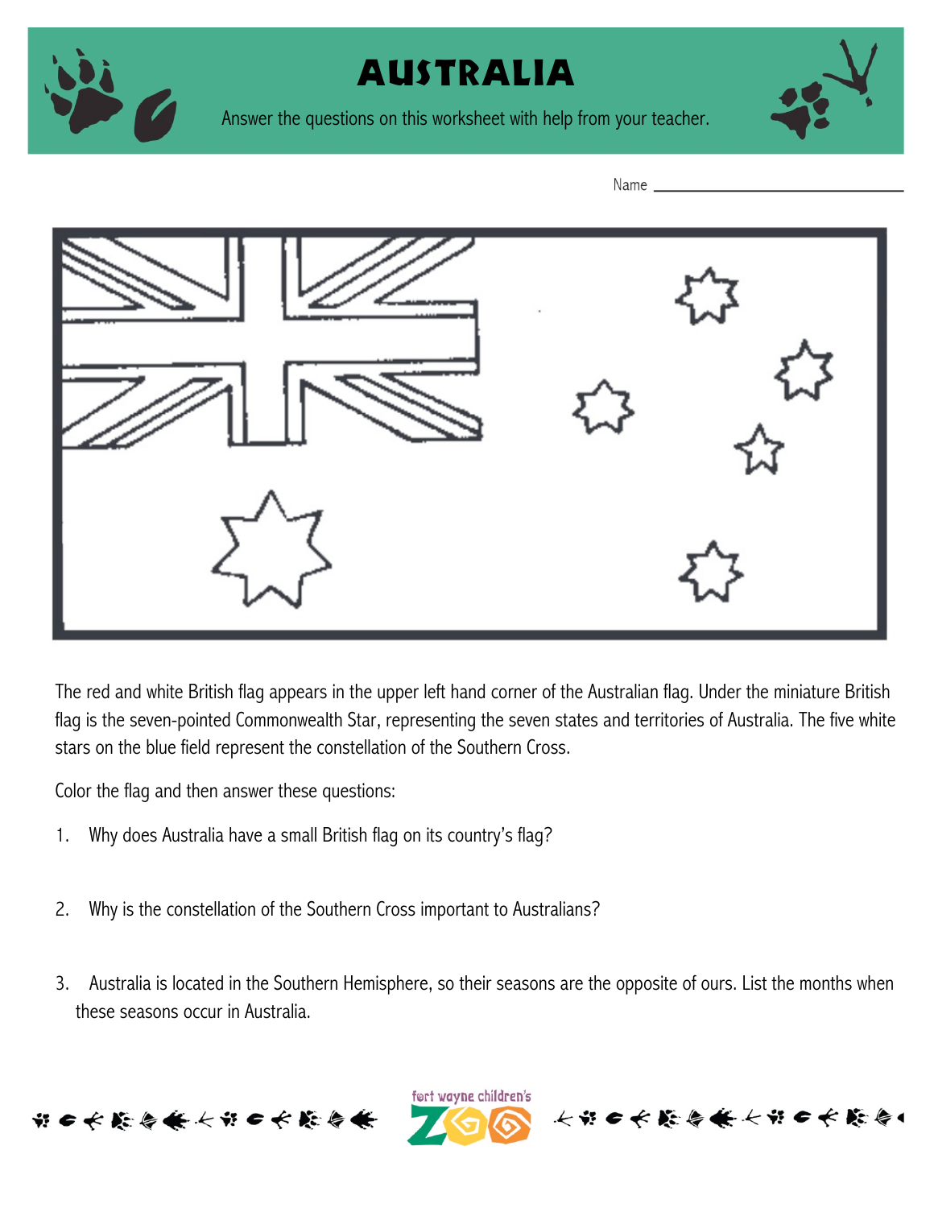# AUSTRALIA

Answer the questions on this worksheet with help from your teacher.

Name ______________________________

The red and white British flag appears in the upper left hand corner of the Australian flag. Under the miniature British flag is the seven-pointed Commonwealth Star, representing the seven states and territories of Australia. The five white stars on the blue field represent the constellation of the Southern Cross.

Color the flag and then answer these questions:

1. Why does Australia have a small British flag on its country's flag?

2. Why is the constellation of the Southern Cross important to Australians?

3. Australia is located in the Southern Hemisphere, so their seasons are the opposite of ours. List the months when these seasons occur in Australia.

fort wayne children's ZOO